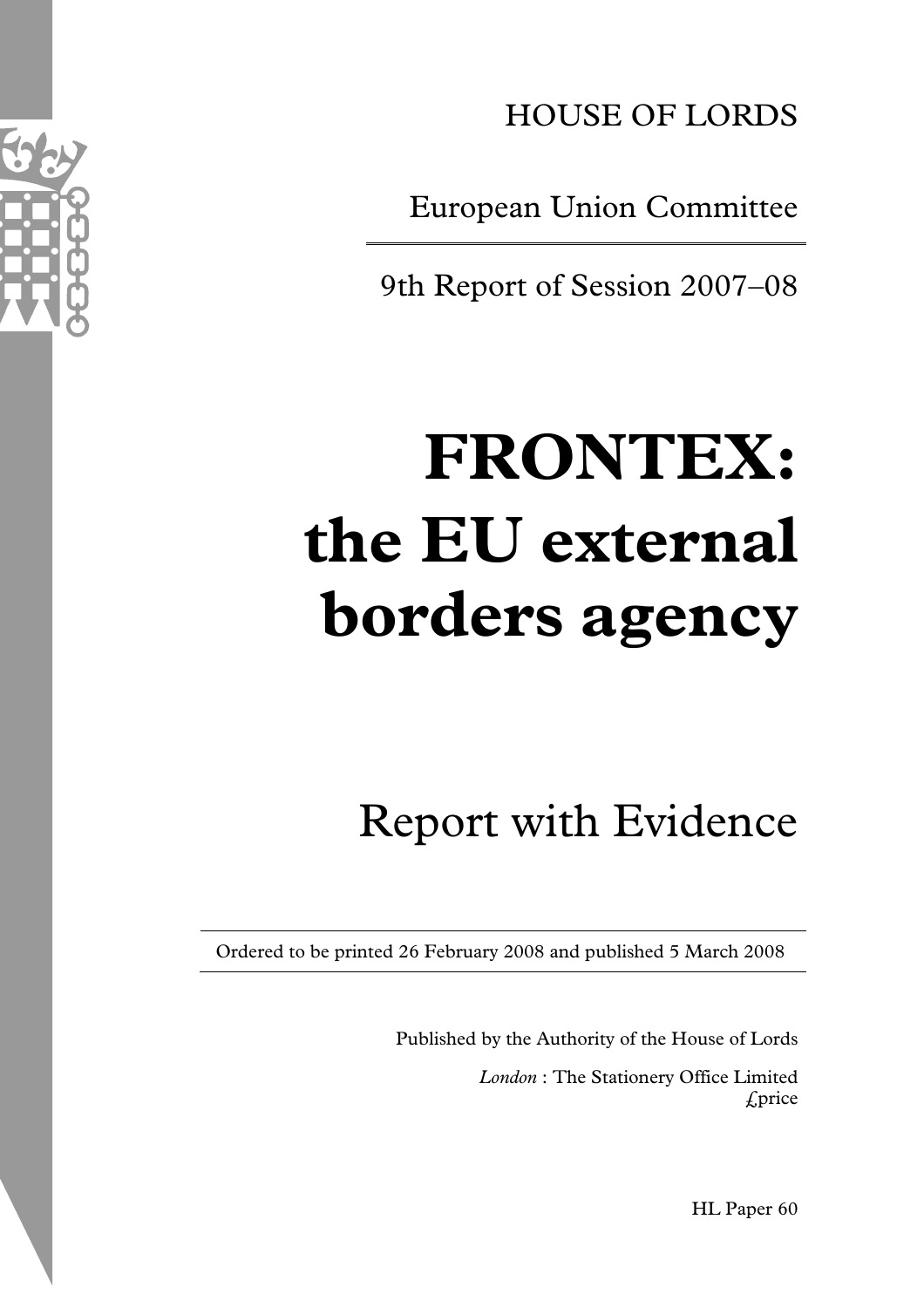HOUSE OF LORDS

European Union Committee

9th Report of Session 2007–08

# FRONTEX: the EU external borders agency

## Report with Evidence

Ordered to be printed 26 February 2008 and published 5 March 2008

Published by the Authority of the House of Lords

*London* : The Stationery Office Limited
£price

HL Paper 60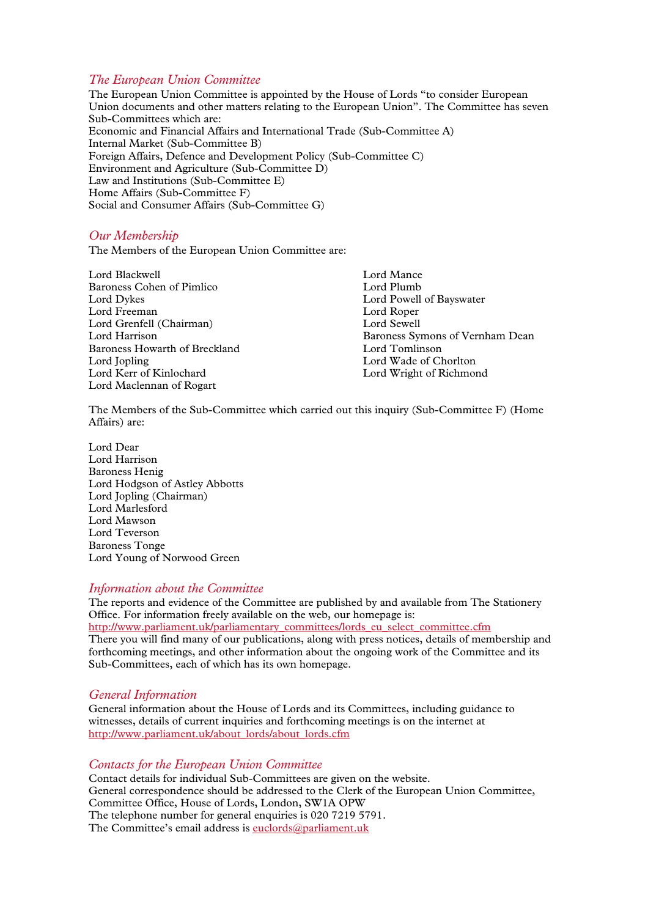## *The European Union Committee*

The European Union Committee is appointed by the House of Lords "to consider European Union documents and other matters relating to the European Union". The Committee has seven Sub-Committees which are:

Economic and Financial Affairs and International Trade (Sub-Committee A)
Internal Market (Sub-Committee B)
Foreign Affairs, Defence and Development Policy (Sub-Committee C)
Environment and Agriculture (Sub-Committee D)
Law and Institutions (Sub-Committee E)
Home Affairs (Sub-Committee F)
Social and Consumer Affairs (Sub-Committee G)

## *Our Membership*

The Members of the European Union Committee are:

Lord Blackwell
Baroness Cohen of Pimlico
Lord Dykes
Lord Freeman
Lord Grenfell (Chairman)
Lord Harrison
Baroness Howarth of Breckland
Lord Jopling
Lord Kerr of Kinlochard
Lord Maclennan of Rogart
Lord Mance
Lord Plumb
Lord Powell of Bayswater
Lord Roper
Lord Sewell
Baroness Symons of Vernham Dean
Lord Tomlinson
Lord Wade of Chorlton
Lord Wright of Richmond

The Members of the Sub-Committee which carried out this inquiry (Sub-Committee F) (Home Affairs) are:

Lord Dear
Lord Harrison
Baroness Henig
Lord Hodgson of Astley Abbotts
Lord Jopling (Chairman)
Lord Marlesford
Lord Mawson
Lord Teverson
Baroness Tonge
Lord Young of Norwood Green

## *Information about the Committee*

The reports and evidence of the Committee are published by and available from The Stationery Office. For information freely available on the web, our homepage is:
http://www.parliament.uk/parliamentary_committees/lords_eu_select_committee.cfm
There you will find many of our publications, along with press notices, details of membership and forthcoming meetings, and other information about the ongoing work of the Committee and its Sub-Committees, each of which has its own homepage.

## *General Information*

General information about the House of Lords and its Committees, including guidance to witnesses, details of current inquiries and forthcoming meetings is on the internet at http://www.parliament.uk/about_lords/about_lords.cfm

## *Contacts for the European Union Committee*

Contact details for individual Sub-Committees are given on the website.
General correspondence should be addressed to the Clerk of the European Union Committee, Committee Office, House of Lords, London, SW1A OPW
The telephone number for general enquiries is 020 7219 5791.
The Committee's email address is euclords@parliament.uk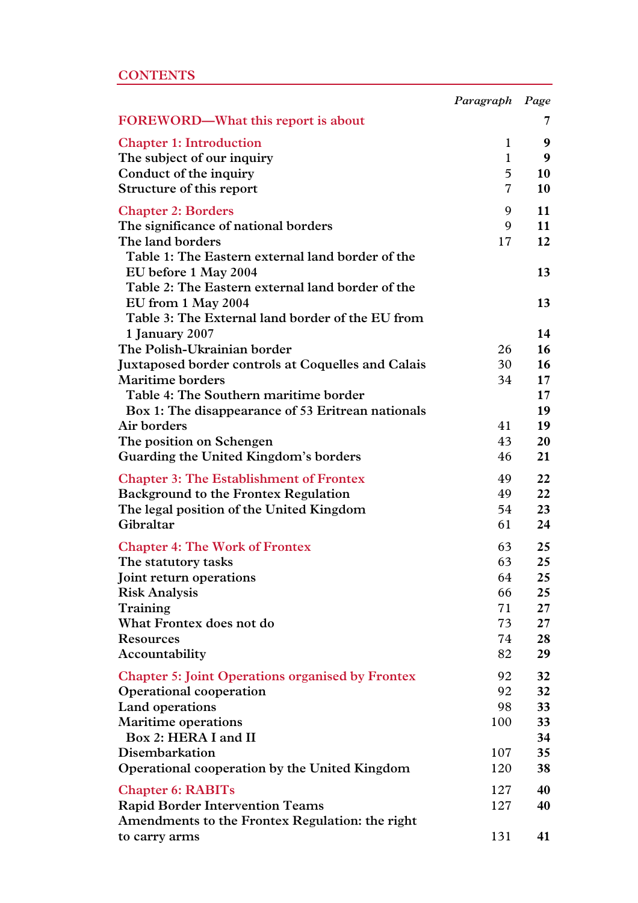# CONTENTS

| | Paragraph | Page |
|---|---|---|
| **FOREWORD—What this report is about** | | **7** |
| **Chapter 1: Introduction** | 1 | **9** |
| The subject of our inquiry | 1 | **9** |
| Conduct of the inquiry | 5 | **10** |
| Structure of this report | 7 | **10** |
| **Chapter 2: Borders** | 9 | **11** |
| The significance of national borders | 9 | **11** |
| The land borders | 17 | **12** |
| Table 1: The Eastern external land border of the EU before 1 May 2004 | | **13** |
| Table 2: The Eastern external land border of the EU from 1 May 2004 | | **13** |
| Table 3: The External land border of the EU from 1 January 2007 | | **14** |
| The Polish-Ukrainian border | 26 | **16** |
| Juxtaposed border controls at Coquelles and Calais | 30 | **16** |
| Maritime borders | 34 | **17** |
| Table 4: The Southern maritime border | | **17** |
| Box 1: The disappearance of 53 Eritrean nationals | | **19** |
| Air borders | 41 | **19** |
| The position on Schengen | 43 | **20** |
| Guarding the United Kingdom's borders | 46 | **21** |
| **Chapter 3: The Establishment of Frontex** | 49 | **22** |
| Background to the Frontex Regulation | 49 | **22** |
| The legal position of the United Kingdom | 54 | **23** |
| Gibraltar | 61 | **24** |
| **Chapter 4: The Work of Frontex** | 63 | **25** |
| The statutory tasks | 63 | **25** |
| Joint return operations | 64 | **25** |
| Risk Analysis | 66 | **25** |
| Training | 71 | **27** |
| What Frontex does not do | 73 | **27** |
| Resources | 74 | **28** |
| Accountability | 82 | **29** |
| **Chapter 5: Joint Operations organised by Frontex** | 92 | **32** |
| Operational cooperation | 92 | **32** |
| Land operations | 98 | **33** |
| Maritime operations | 100 | **33** |
| Box 2: HERA I and II | | **34** |
| Disembarkation | 107 | **35** |
| Operational cooperation by the United Kingdom | 120 | **38** |
| **Chapter 6: RABITs** | 127 | **40** |
| Rapid Border Intervention Teams | 127 | **40** |
| Amendments to the Frontex Regulation: the right to carry arms | 131 | **41** |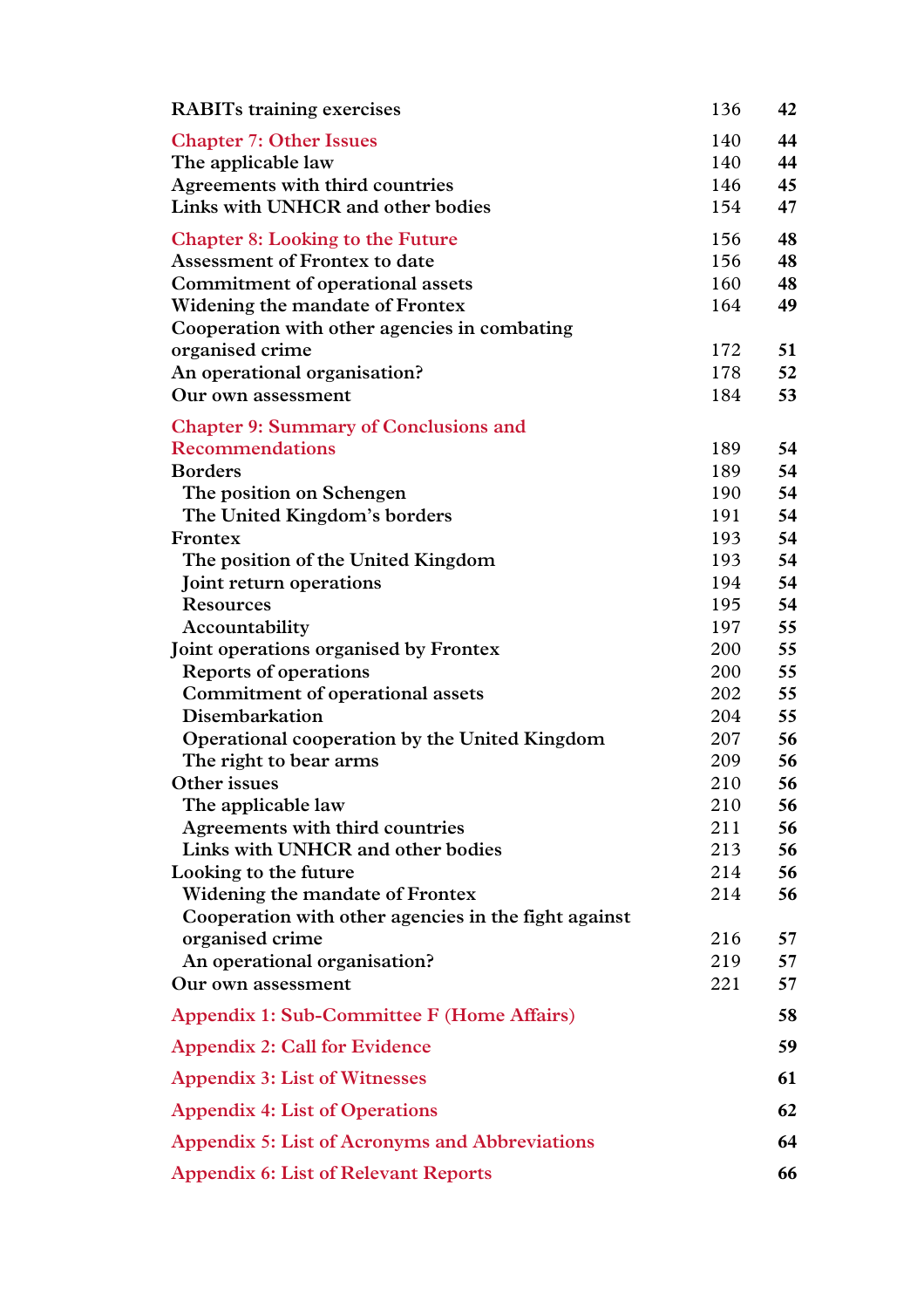| | Paragraph | Page |
|---|---|---|
| RABITs training exercises | 136 | **42** |
| **Chapter 7: Other Issues** | 140 | **44** |
| The applicable law | 140 | **44** |
| Agreements with third countries | 146 | **45** |
| Links with UNHCR and other bodies | 154 | **47** |
| **Chapter 8: Looking to the Future** | 156 | **48** |
| Assessment of Frontex to date | 156 | **48** |
| Commitment of operational assets | 160 | **48** |
| Widening the mandate of Frontex | 164 | **49** |
| Cooperation with other agencies in combating organised crime | 172 | **51** |
| An operational organisation? | 178 | **52** |
| Our own assessment | 184 | **53** |
| **Chapter 9: Summary of Conclusions and Recommendations** | 189 | **54** |
| Borders | 189 | **54** |
| The position on Schengen | 190 | **54** |
| The United Kingdom's borders | 191 | **54** |
| Frontex | 193 | **54** |
| The position of the United Kingdom | 193 | **54** |
| Joint return operations | 194 | **54** |
| Resources | 195 | **54** |
| Accountability | 197 | **55** |
| Joint operations organised by Frontex | 200 | **55** |
| Reports of operations | 200 | **55** |
| Commitment of operational assets | 202 | **55** |
| Disembarkation | 204 | **55** |
| Operational cooperation by the United Kingdom | 207 | **56** |
| The right to bear arms | 209 | **56** |
| Other issues | 210 | **56** |
| The applicable law | 210 | **56** |
| Agreements with third countries | 211 | **56** |
| Links with UNHCR and other bodies | 213 | **56** |
| Looking to the future | 214 | **56** |
| Widening the mandate of Frontex | 214 | **56** |
| Cooperation with other agencies in the fight against organised crime | 216 | **57** |
| An operational organisation? | 219 | **57** |
| Our own assessment | 221 | **57** |
| **Appendix 1: Sub-Committee F (Home Affairs)** | | **58** |
| **Appendix 2: Call for Evidence** | | **59** |
| **Appendix 3: List of Witnesses** | | **61** |
| **Appendix 4: List of Operations** | | **62** |
| **Appendix 5: List of Acronyms and Abbreviations** | | **64** |
| **Appendix 6: List of Relevant Reports** | | **66** |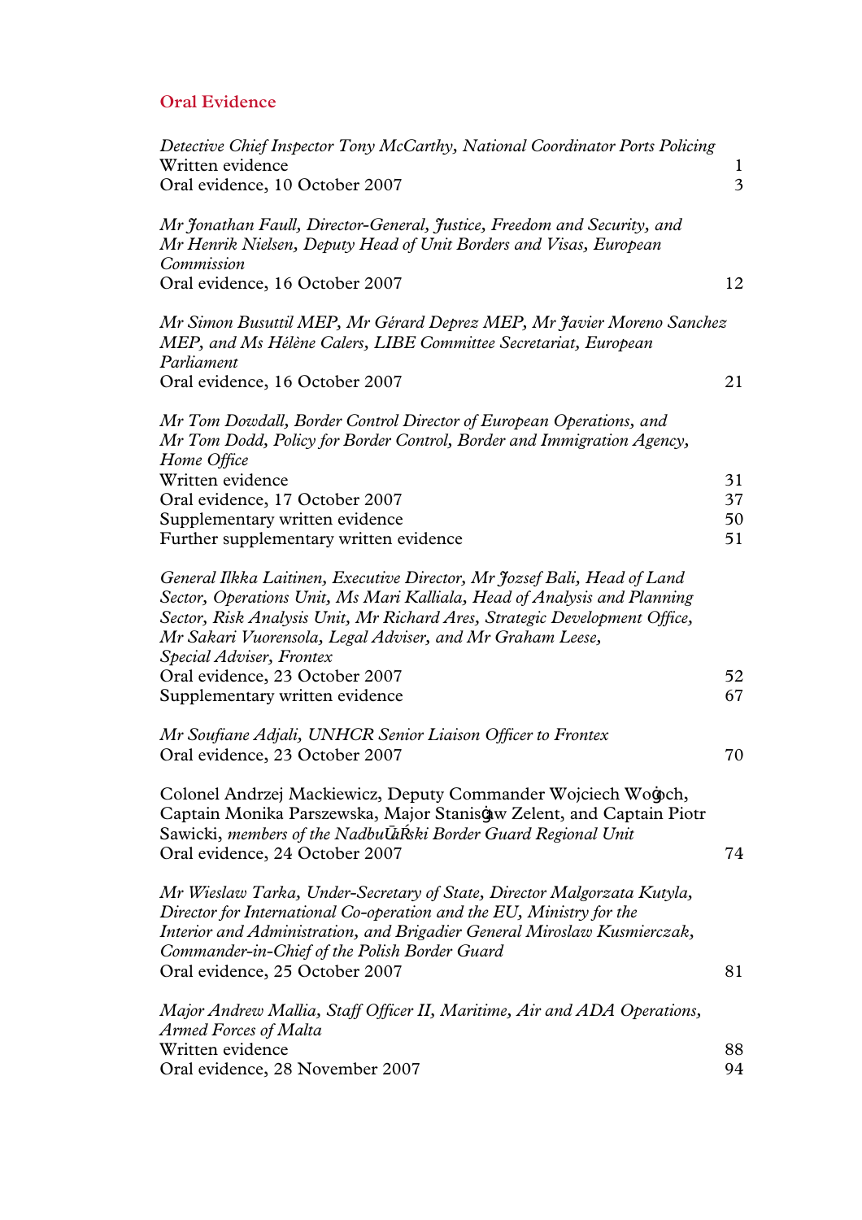## Oral Evidence

| | |
|---|---|
| *Detective Chief Inspector Tony McCarthy, National Coordinator Ports Policing* | |
| Written evidence | 1 |
| Oral evidence, 10 October 2007 | 3 |
| *Mr Jonathan Faull, Director-General, Justice, Freedom and Security, and Mr Henrik Nielsen, Deputy Head of Unit Borders and Visas, European Commission* | |
| Oral evidence, 16 October 2007 | 12 |
| *Mr Simon Busuttil MEP, Mr Gérard Deprez MEP, Mr Javier Moreno Sanchez MEP, and Ms Hélène Calers, LIBE Committee Secretariat, European Parliament* | |
| Oral evidence, 16 October 2007 | 21 |
| *Mr Tom Dowdall, Border Control Director of European Operations, and Mr Tom Dodd, Policy for Border Control, Border and Immigration Agency, Home Office* | |
| Written evidence | 31 |
| Oral evidence, 17 October 2007 | 37 |
| Supplementary written evidence | 50 |
| Further supplementary written evidence | 51 |
| *General Ilkka Laitinen, Executive Director, Mr Jozsef Bali, Head of Land Sector, Operations Unit, Ms Mari Kalliala, Head of Analysis and Planning Sector, Risk Analysis Unit, Mr Richard Ares, Strategic Development Office, Mr Sakari Vuorensola, Legal Adviser, and Mr Graham Leese, Special Adviser, Frontex* | |
| Oral evidence, 23 October 2007 | 52 |
| Supplementary written evidence | 67 |
| *Mr Soufiane Adjali, UNHCR Senior Liaison Officer to Frontex* | |
| Oral evidence, 23 October 2007 | 70 |
| Colonel Andrzej Mackiewicz, Deputy Commander Wojciech Woġoch, Captain Monika Parszewska, Major Stanisġaw Zelent, and Captain Piotr Sawicki, *members of the NadbuŪański Border Guard Regional Unit* | |
| Oral evidence, 24 October 2007 | 74 |
| *Mr Wieslaw Tarka, Under-Secretary of State, Director Malgorzata Kutyla, Director for International Co-operation and the EU, Ministry for the Interior and Administration, and Brigadier General Miroslaw Kusmierczak, Commander-in-Chief of the Polish Border Guard* | |
| Oral evidence, 25 October 2007 | 81 |
| *Major Andrew Mallia, Staff Officer II, Maritime, Air and ADA Operations, Armed Forces of Malta* | |
| Written evidence | 88 |
| Oral evidence, 28 November 2007 | 94 |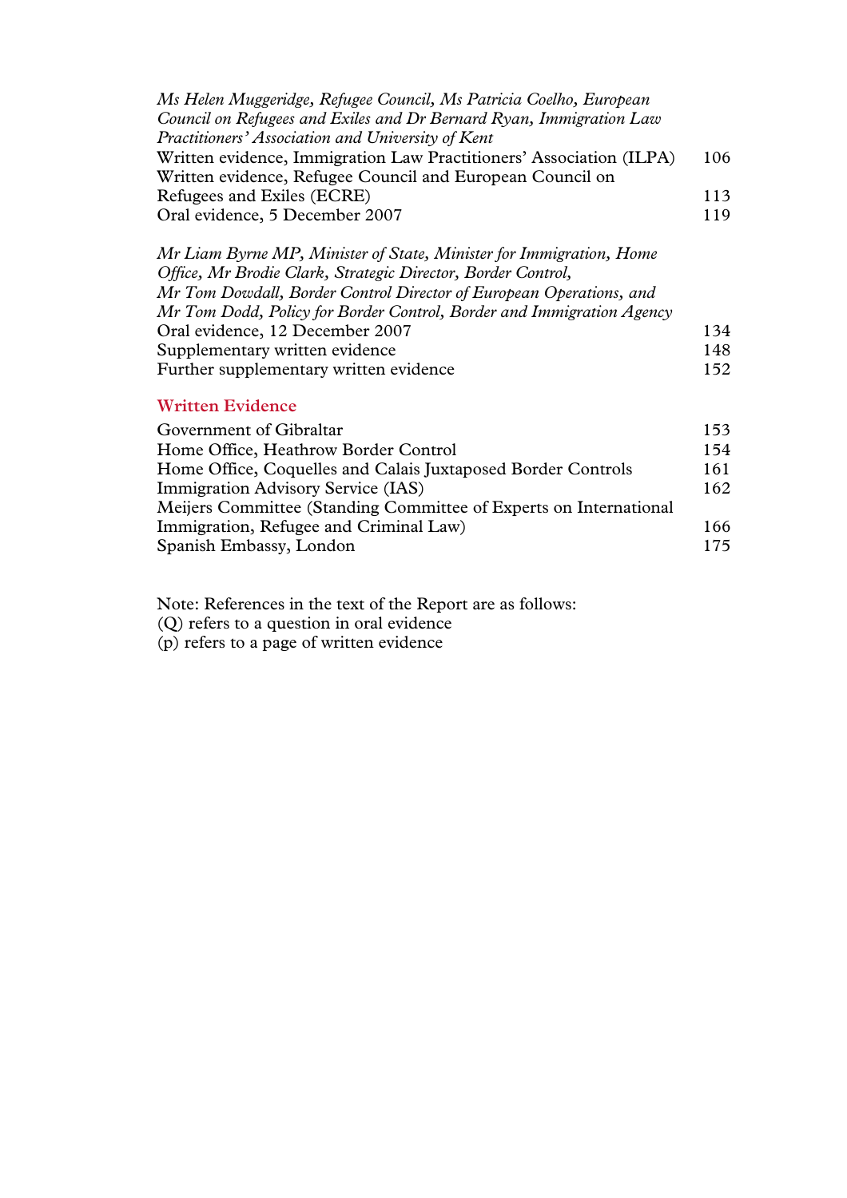*Ms Helen Muggeridge, Refugee Council, Ms Patricia Coelho, European Council on Refugees and Exiles and Dr Bernard Ryan, Immigration Law Practitioners' Association and University of Kent*

| | |
|---|---|
| Written evidence, Immigration Law Practitioners' Association (ILPA) | 106 |
| Written evidence, Refugee Council and European Council on Refugees and Exiles (ECRE) | 113 |
| Oral evidence, 5 December 2007 | 119 |

*Mr Liam Byrne MP, Minister of State, Minister for Immigration, Home Office, Mr Brodie Clark, Strategic Director, Border Control, Mr Tom Dowdall, Border Control Director of European Operations, and Mr Tom Dodd, Policy for Border Control, Border and Immigration Agency*

| | |
|---|---|
| Oral evidence, 12 December 2007 | 134 |
| Supplementary written evidence | 148 |
| Further supplementary written evidence | 152 |

## Written Evidence

| | |
|---|---|
| Government of Gibraltar | 153 |
| Home Office, Heathrow Border Control | 154 |
| Home Office, Coquelles and Calais Juxtaposed Border Controls | 161 |
| Immigration Advisory Service (IAS) | 162 |
| Meijers Committee (Standing Committee of Experts on International Immigration, Refugee and Criminal Law) | 166 |
| Spanish Embassy, London | 175 |

Note: References in the text of the Report are as follows:
(Q) refers to a question in oral evidence
(p) refers to a page of written evidence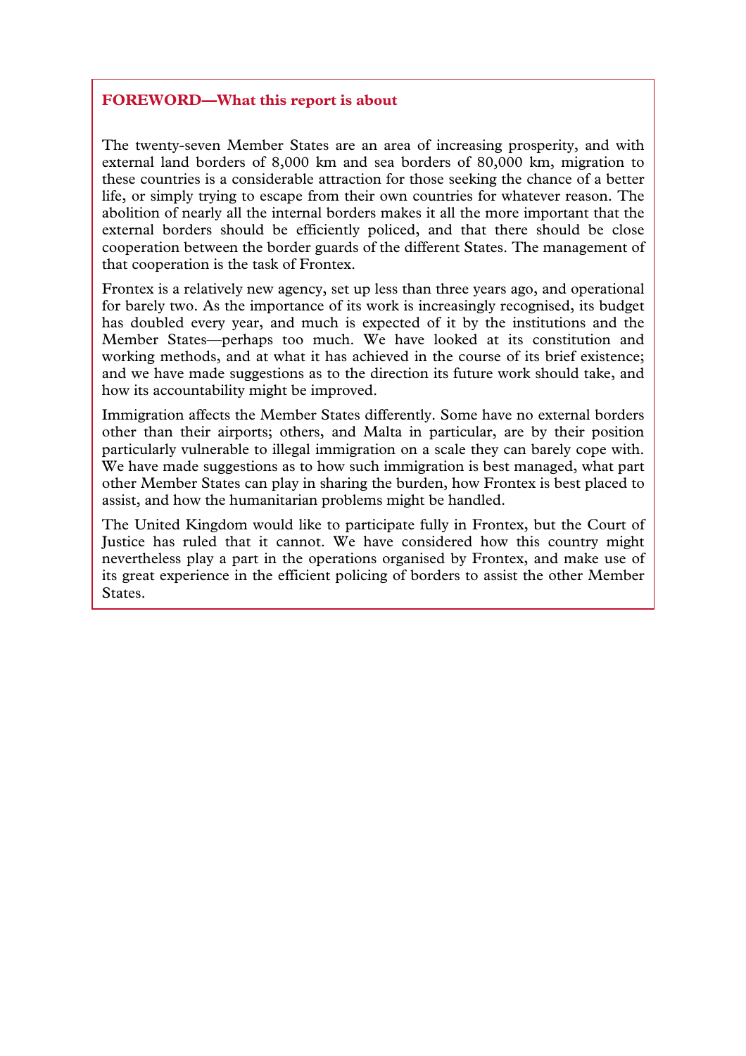## FOREWORD—What this report is about

The twenty-seven Member States are an area of increasing prosperity, and with external land borders of 8,000 km and sea borders of 80,000 km, migration to these countries is a considerable attraction for those seeking the chance of a better life, or simply trying to escape from their own countries for whatever reason. The abolition of nearly all the internal borders makes it all the more important that the external borders should be efficiently policed, and that there should be close cooperation between the border guards of the different States. The management of that cooperation is the task of Frontex.

Frontex is a relatively new agency, set up less than three years ago, and operational for barely two. As the importance of its work is increasingly recognised, its budget has doubled every year, and much is expected of it by the institutions and the Member States—perhaps too much. We have looked at its constitution and working methods, and at what it has achieved in the course of its brief existence; and we have made suggestions as to the direction its future work should take, and how its accountability might be improved.

Immigration affects the Member States differently. Some have no external borders other than their airports; others, and Malta in particular, are by their position particularly vulnerable to illegal immigration on a scale they can barely cope with. We have made suggestions as to how such immigration is best managed, what part other Member States can play in sharing the burden, how Frontex is best placed to assist, and how the humanitarian problems might be handled.

The United Kingdom would like to participate fully in Frontex, but the Court of Justice has ruled that it cannot. We have considered how this country might nevertheless play a part in the operations organised by Frontex, and make use of its great experience in the efficient policing of borders to assist the other Member States.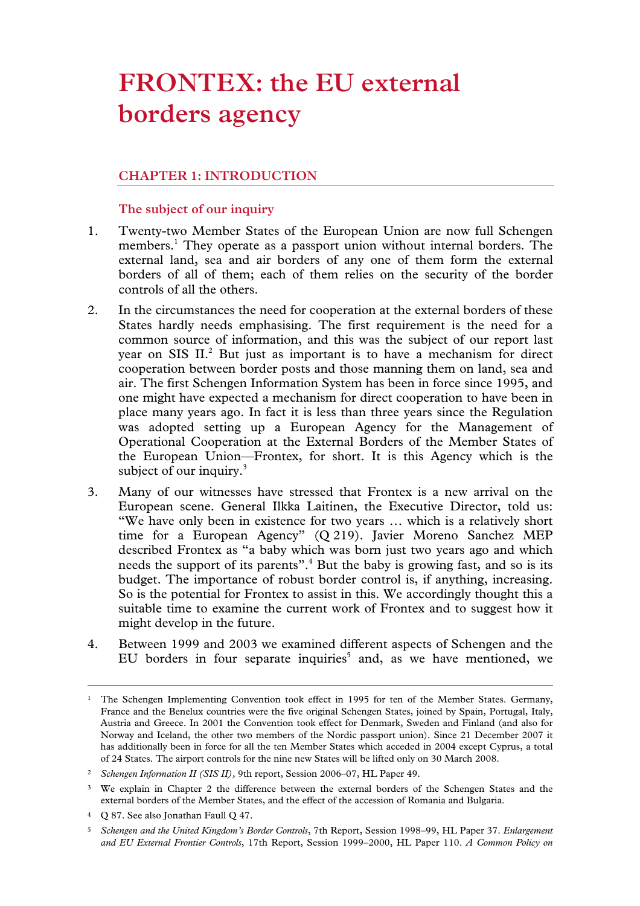# FRONTEX: the EU external borders agency

## CHAPTER 1: INTRODUCTION

### The subject of our inquiry

1. Twenty-two Member States of the European Union are now full Schengen members.[1] They operate as a passport union without internal borders. The external land, sea and air borders of any one of them form the external borders of all of them; each of them relies on the security of the border controls of all the others.

2. In the circumstances the need for cooperation at the external borders of these States hardly needs emphasising. The first requirement is the need for a common source of information, and this was the subject of our report last year on SIS II.[2] But just as important is to have a mechanism for direct cooperation between border posts and those manning them on land, sea and air. The first Schengen Information System has been in force since 1995, and one might have expected a mechanism for direct cooperation to have been in place many years ago. In fact it is less than three years since the Regulation was adopted setting up a European Agency for the Management of Operational Cooperation at the External Borders of the Member States of the European Union—Frontex, for short. It is this Agency which is the subject of our inquiry.[3]

3. Many of our witnesses have stressed that Frontex is a new arrival on the European scene. General Ilkka Laitinen, the Executive Director, told us: "We have only been in existence for two years … which is a relatively short time for a European Agency" (Q 219). Javier Moreno Sanchez MEP described Frontex as "a baby which was born just two years ago and which needs the support of its parents".[4] But the baby is growing fast, and so is its budget. The importance of robust border control is, if anything, increasing. So is the potential for Frontex to assist in this. We accordingly thought this a suitable time to examine the current work of Frontex and to suggest how it might develop in the future.

4. Between 1999 and 2003 we examined different aspects of Schengen and the EU borders in four separate inquiries[5] and, as we have mentioned, we

---

[1] The Schengen Implementing Convention took effect in 1995 for ten of the Member States. Germany, France and the Benelux countries were the five original Schengen States, joined by Spain, Portugal, Italy, Austria and Greece. In 2001 the Convention took effect for Denmark, Sweden and Finland (and also for Norway and Iceland, the other two members of the Nordic passport union). Since 21 December 2007 it has additionally been in force for all the ten Member States which acceded in 2004 except Cyprus, a total of 24 States. The airport controls for the nine new States will be lifted only on 30 March 2008.

[2] *Schengen Information II (SIS II)*, 9th report, Session 2006–07, HL Paper 49.

[3] We explain in Chapter 2 the difference between the external borders of the Schengen States and the external borders of the Member States, and the effect of the accession of Romania and Bulgaria.

[4] Q 87. See also Jonathan Faull Q 47.

[5] *Schengen and the United Kingdom's Border Controls*, 7th Report, Session 1998–99, HL Paper 37. *Enlargement and EU External Frontier Controls*, 17th Report, Session 1999–2000, HL Paper 110. *A Common Policy on*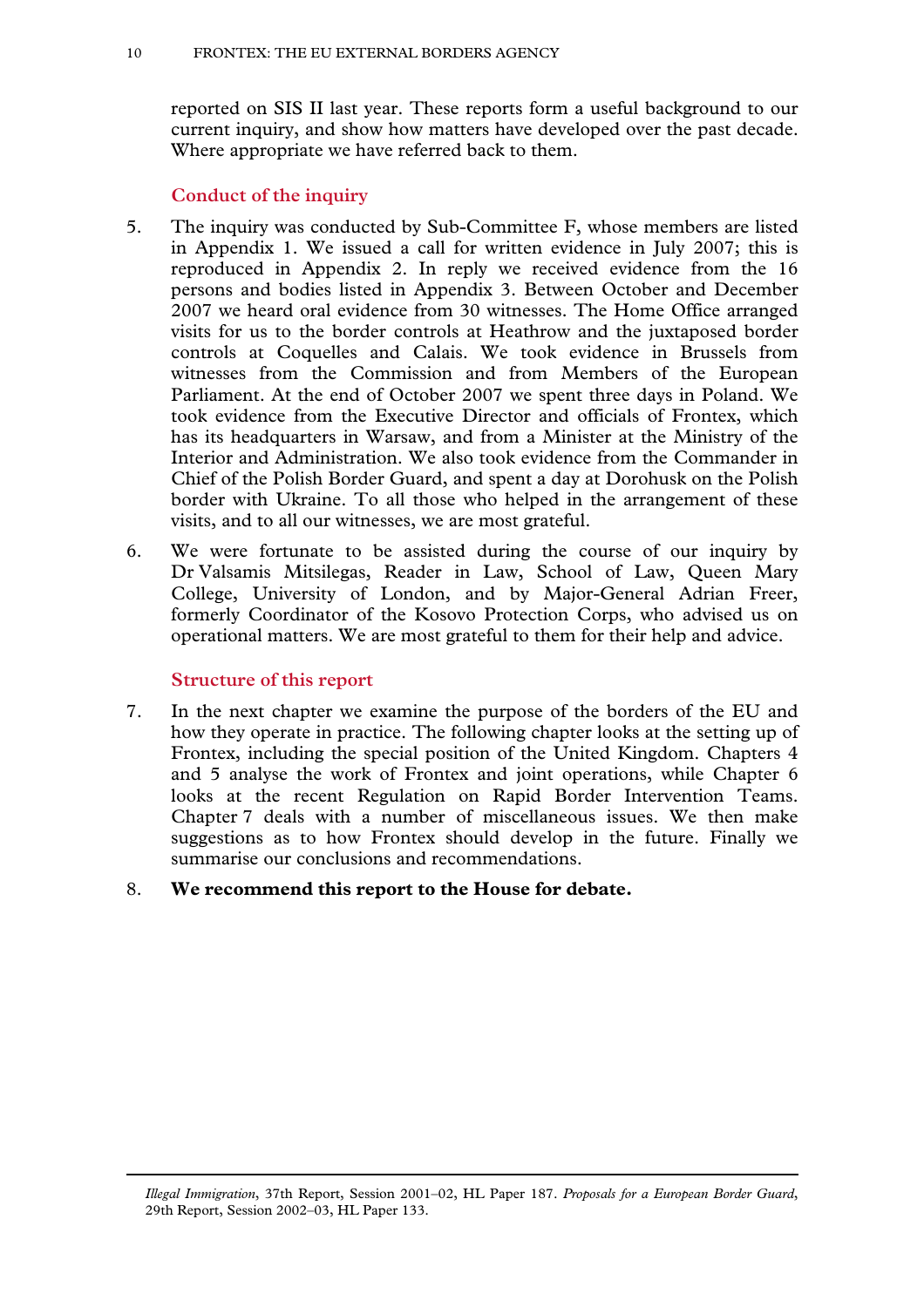reported on SIS II last year. These reports form a useful background to our current inquiry, and show how matters have developed over the past decade. Where appropriate we have referred back to them.

### Conduct of the inquiry

5. The inquiry was conducted by Sub-Committee F, whose members are listed in Appendix 1. We issued a call for written evidence in July 2007; this is reproduced in Appendix 2. In reply we received evidence from the 16 persons and bodies listed in Appendix 3. Between October and December 2007 we heard oral evidence from 30 witnesses. The Home Office arranged visits for us to the border controls at Heathrow and the juxtaposed border controls at Coquelles and Calais. We took evidence in Brussels from witnesses from the Commission and from Members of the European Parliament. At the end of October 2007 we spent three days in Poland. We took evidence from the Executive Director and officials of Frontex, which has its headquarters in Warsaw, and from a Minister at the Ministry of the Interior and Administration. We also took evidence from the Commander in Chief of the Polish Border Guard, and spent a day at Dorohusk on the Polish border with Ukraine. To all those who helped in the arrangement of these visits, and to all our witnesses, we are most grateful.

6. We were fortunate to be assisted during the course of our inquiry by Dr Valsamis Mitsilegas, Reader in Law, School of Law, Queen Mary College, University of London, and by Major-General Adrian Freer, formerly Coordinator of the Kosovo Protection Corps, who advised us on operational matters. We are most grateful to them for their help and advice.

### Structure of this report

7. In the next chapter we examine the purpose of the borders of the EU and how they operate in practice. The following chapter looks at the setting up of Frontex, including the special position of the United Kingdom. Chapters 4 and 5 analyse the work of Frontex and joint operations, while Chapter 6 looks at the recent Regulation on Rapid Border Intervention Teams. Chapter 7 deals with a number of miscellaneous issues. We then make suggestions as to how Frontex should develop in the future. Finally we summarise our conclusions and recommendations.

8. **We recommend this report to the House for debate.**

---

*Illegal Immigration*, 37th Report, Session 2001–02, HL Paper 187. *Proposals for a European Border Guard*, 29th Report, Session 2002–03, HL Paper 133.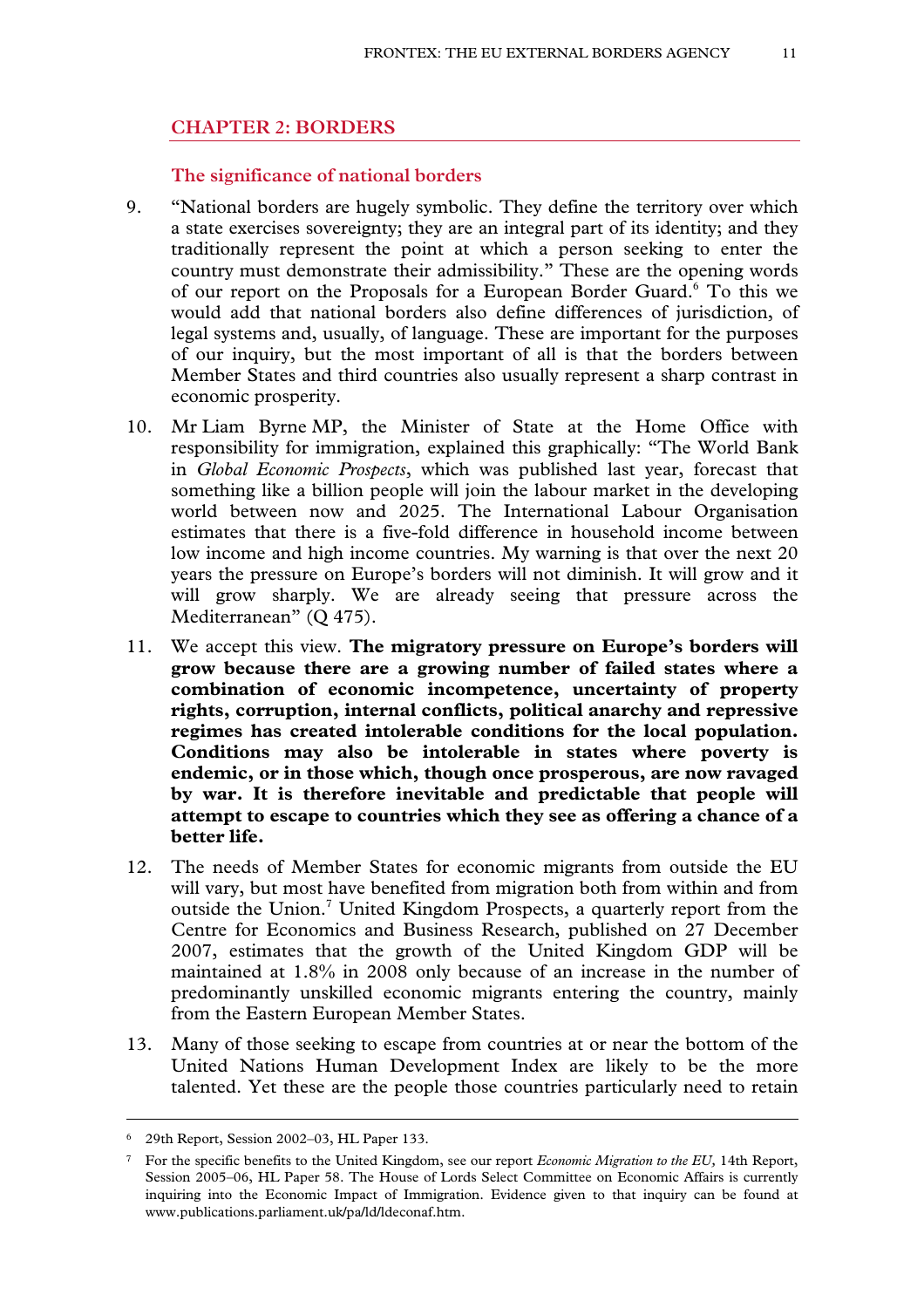## CHAPTER 2: BORDERS

### The significance of national borders

9. "National borders are hugely symbolic. They define the territory over which a state exercises sovereignty; they are an integral part of its identity; and they traditionally represent the point at which a person seeking to enter the country must demonstrate their admissibility." These are the opening words of our report on the Proposals for a European Border Guard.[6] To this we would add that national borders also define differences of jurisdiction, of legal systems and, usually, of language. These are important for the purposes of our inquiry, but the most important of all is that the borders between Member States and third countries also usually represent a sharp contrast in economic prosperity.

10. Mr Liam Byrne MP, the Minister of State at the Home Office with responsibility for immigration, explained this graphically: "The World Bank in *Global Economic Prospects*, which was published last year, forecast that something like a billion people will join the labour market in the developing world between now and 2025. The International Labour Organisation estimates that there is a five-fold difference in household income between low income and high income countries. My warning is that over the next 20 years the pressure on Europe's borders will not diminish. It will grow and it will grow sharply. We are already seeing that pressure across the Mediterranean" (Q 475).

11. We accept this view. **The migratory pressure on Europe's borders will grow because there are a growing number of failed states where a combination of economic incompetence, uncertainty of property rights, corruption, internal conflicts, political anarchy and repressive regimes has created intolerable conditions for the local population. Conditions may also be intolerable in states where poverty is endemic, or in those which, though once prosperous, are now ravaged by war. It is therefore inevitable and predictable that people will attempt to escape to countries which they see as offering a chance of a better life.**

12. The needs of Member States for economic migrants from outside the EU will vary, but most have benefited from migration both from within and from outside the Union.[7] United Kingdom Prospects, a quarterly report from the Centre for Economics and Business Research, published on 27 December 2007, estimates that the growth of the United Kingdom GDP will be maintained at 1.8% in 2008 only because of an increase in the number of predominantly unskilled economic migrants entering the country, mainly from the Eastern European Member States.

13. Many of those seeking to escape from countries at or near the bottom of the United Nations Human Development Index are likely to be the more talented. Yet these are the people those countries particularly need to retain

---

[6] 29th Report, Session 2002–03, HL Paper 133.

[7] For the specific benefits to the United Kingdom, see our report *Economic Migration to the EU,* 14th Report, Session 2005–06, HL Paper 58. The House of Lords Select Committee on Economic Affairs is currently inquiring into the Economic Impact of Immigration. Evidence given to that inquiry can be found at www.publications.parliament.uk/pa/ld/ldeconaf.htm.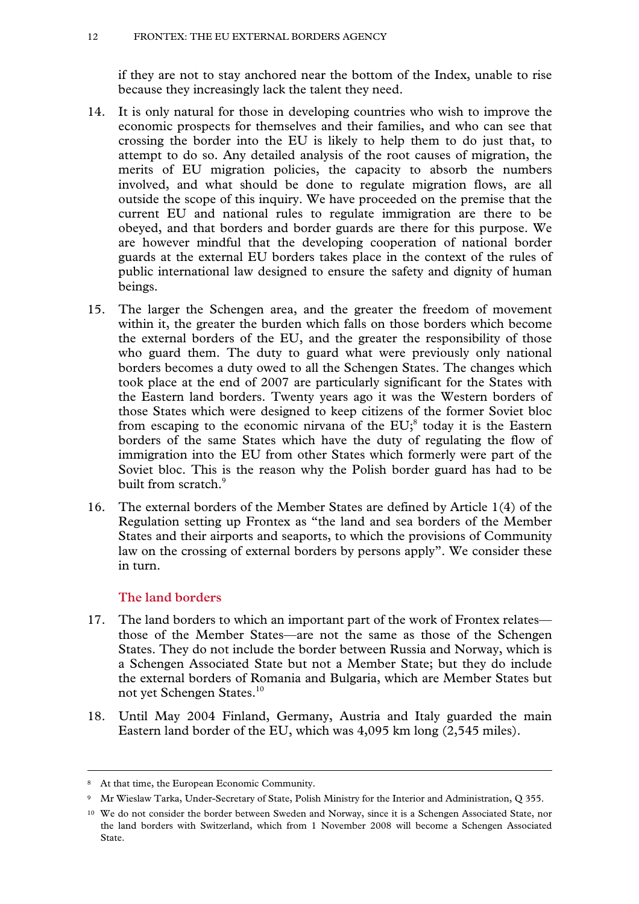if they are not to stay anchored near the bottom of the Index, unable to rise because they increasingly lack the talent they need.

14. It is only natural for those in developing countries who wish to improve the economic prospects for themselves and their families, and who can see that crossing the border into the EU is likely to help them to do just that, to attempt to do so. Any detailed analysis of the root causes of migration, the merits of EU migration policies, the capacity to absorb the numbers involved, and what should be done to regulate migration flows, are all outside the scope of this inquiry. We have proceeded on the premise that the current EU and national rules to regulate immigration are there to be obeyed, and that borders and border guards are there for this purpose. We are however mindful that the developing cooperation of national border guards at the external EU borders takes place in the context of the rules of public international law designed to ensure the safety and dignity of human beings.

15. The larger the Schengen area, and the greater the freedom of movement within it, the greater the burden which falls on those borders which become the external borders of the EU, and the greater the responsibility of those who guard them. The duty to guard what were previously only national borders becomes a duty owed to all the Schengen States. The changes which took place at the end of 2007 are particularly significant for the States with the Eastern land borders. Twenty years ago it was the Western borders of those States which were designed to keep citizens of the former Soviet bloc from escaping to the economic nirvana of the EU;[8] today it is the Eastern borders of the same States which have the duty of regulating the flow of immigration into the EU from other States which formerly were part of the Soviet bloc. This is the reason why the Polish border guard has had to be built from scratch.[9]

16. The external borders of the Member States are defined by Article 1(4) of the Regulation setting up Frontex as "the land and sea borders of the Member States and their airports and seaports, to which the provisions of Community law on the crossing of external borders by persons apply". We consider these in turn.

## The land borders

17. The land borders to which an important part of the work of Frontex relates—those of the Member States—are not the same as those of the Schengen States. They do not include the border between Russia and Norway, which is a Schengen Associated State but not a Member State; but they do include the external borders of Romania and Bulgaria, which are Member States but not yet Schengen States.[10]

18. Until May 2004 Finland, Germany, Austria and Italy guarded the main Eastern land border of the EU, which was 4,095 km long (2,545 miles).

---

[8] At that time, the European Economic Community.

[9] Mr Wieslaw Tarka, Under-Secretary of State, Polish Ministry for the Interior and Administration, Q 355.

[10] We do not consider the border between Sweden and Norway, since it is a Schengen Associated State, nor the land borders with Switzerland, which from 1 November 2008 will become a Schengen Associated State.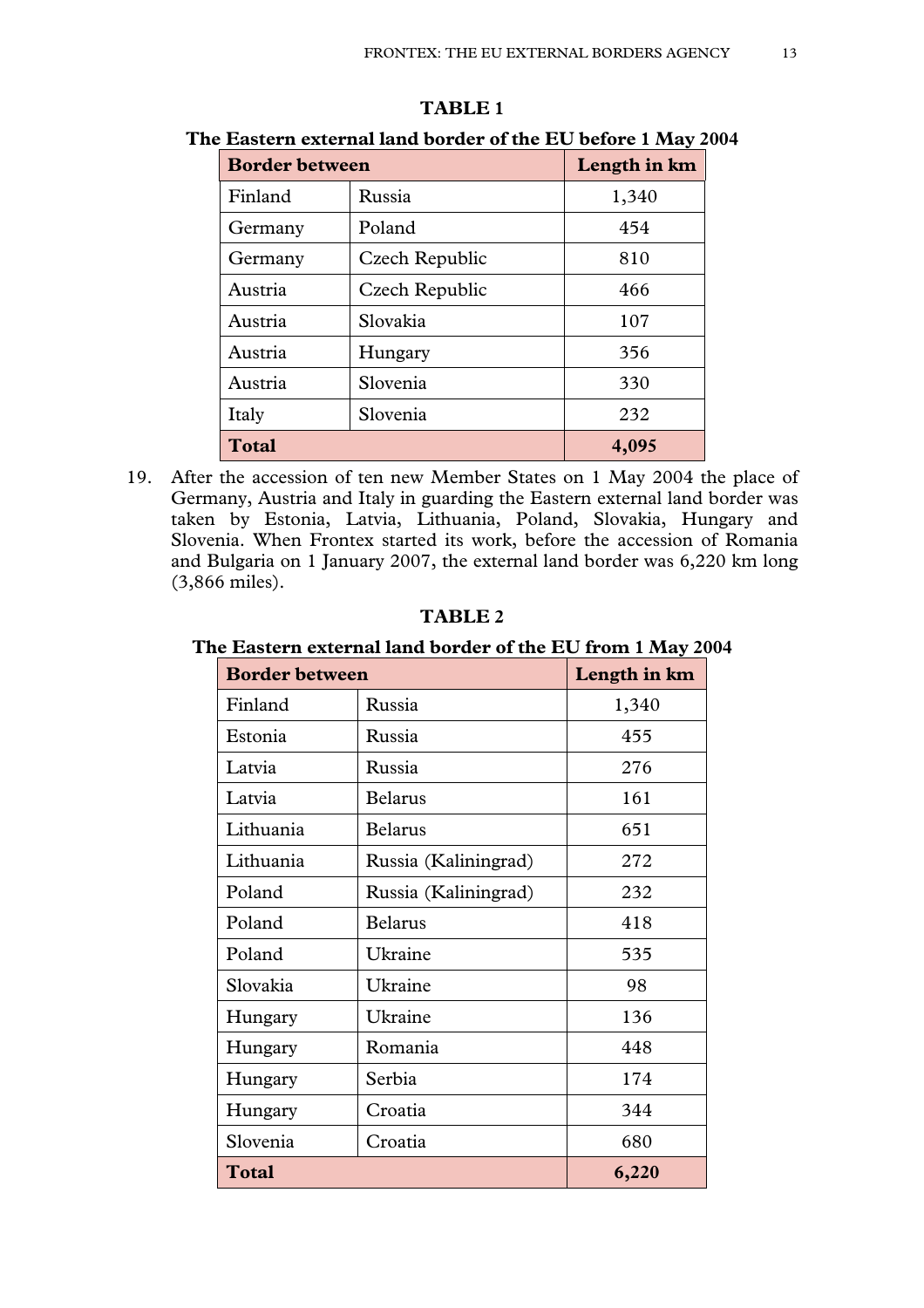**TABLE 1**

**The Eastern external land border of the EU before 1 May 2004**

| **Border between** | | **Length in km** |
|---|---|---|
| Finland | Russia | 1,340 |
| Germany | Poland | 454 |
| Germany | Czech Republic | 810 |
| Austria | Czech Republic | 466 |
| Austria | Slovakia | 107 |
| Austria | Hungary | 356 |
| Austria | Slovenia | 330 |
| Italy | Slovenia | 232 |
| **Total** | | **4,095** |

19. After the accession of ten new Member States on 1 May 2004 the place of Germany, Austria and Italy in guarding the Eastern external land border was taken by Estonia, Latvia, Lithuania, Poland, Slovakia, Hungary and Slovenia. When Frontex started its work, before the accession of Romania and Bulgaria on 1 January 2007, the external land border was 6,220 km long (3,866 miles).

**TABLE 2**

**The Eastern external land border of the EU from 1 May 2004**

| **Border between** | | **Length in km** |
|---|---|---|
| Finland | Russia | 1,340 |
| Estonia | Russia | 455 |
| Latvia | Russia | 276 |
| Latvia | Belarus | 161 |
| Lithuania | Belarus | 651 |
| Lithuania | Russia (Kaliningrad) | 272 |
| Poland | Russia (Kaliningrad) | 232 |
| Poland | Belarus | 418 |
| Poland | Ukraine | 535 |
| Slovakia | Ukraine | 98 |
| Hungary | Ukraine | 136 |
| Hungary | Romania | 448 |
| Hungary | Serbia | 174 |
| Hungary | Croatia | 344 |
| Slovenia | Croatia | 680 |
| **Total** | | **6,220** |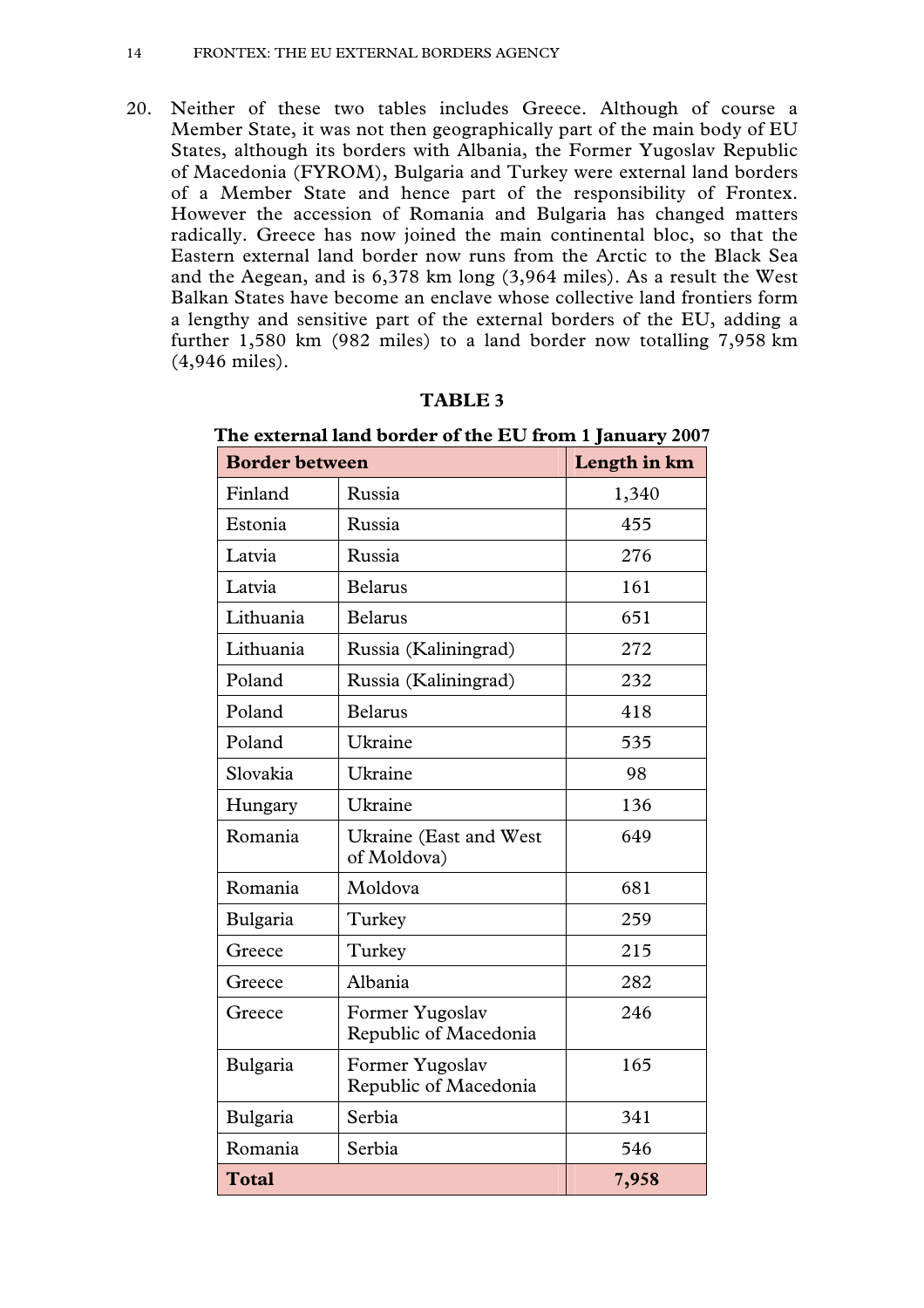20. Neither of these two tables includes Greece. Although of course a Member State, it was not then geographically part of the main body of EU States, although its borders with Albania, the Former Yugoslav Republic of Macedonia (FYROM), Bulgaria and Turkey were external land borders of a Member State and hence part of the responsibility of Frontex. However the accession of Romania and Bulgaria has changed matters radically. Greece has now joined the main continental bloc, so that the Eastern external land border now runs from the Arctic to the Black Sea and the Aegean, and is 6,378 km long (3,964 miles). As a result the West Balkan States have become an enclave whose collective land frontiers form a lengthy and sensitive part of the external borders of the EU, adding a further 1,580 km (982 miles) to a land border now totalling 7,958 km (4,946 miles).

**TABLE 3**

**The external land border of the EU from 1 January 2007**

| Border between | | Length in km |
|---|---|---|
| Finland | Russia | 1,340 |
| Estonia | Russia | 455 |
| Latvia | Russia | 276 |
| Latvia | Belarus | 161 |
| Lithuania | Belarus | 651 |
| Lithuania | Russia (Kaliningrad) | 272 |
| Poland | Russia (Kaliningrad) | 232 |
| Poland | Belarus | 418 |
| Poland | Ukraine | 535 |
| Slovakia | Ukraine | 98 |
| Hungary | Ukraine | 136 |
| Romania | Ukraine (East and West of Moldova) | 649 |
| Romania | Moldova | 681 |
| Bulgaria | Turkey | 259 |
| Greece | Turkey | 215 |
| Greece | Albania | 282 |
| Greece | Former Yugoslav Republic of Macedonia | 246 |
| Bulgaria | Former Yugoslav Republic of Macedonia | 165 |
| Bulgaria | Serbia | 341 |
| Romania | Serbia | 546 |
| **Total** | | **7,958** |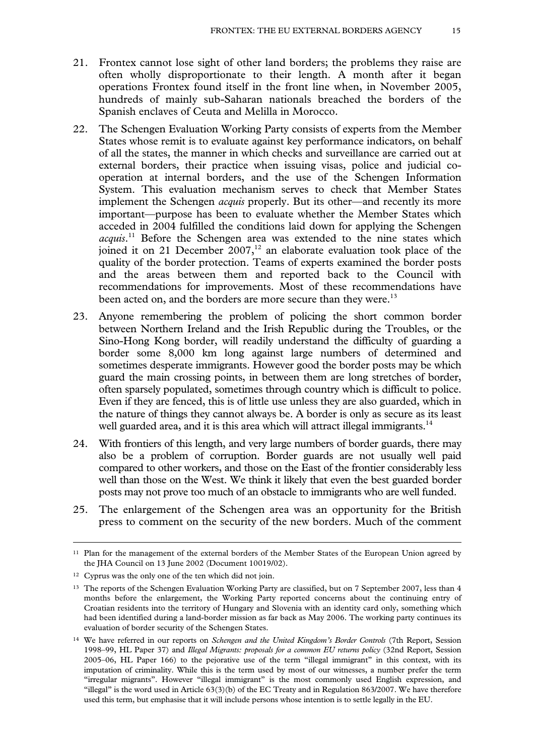21. Frontex cannot lose sight of other land borders; the problems they raise are often wholly disproportionate to their length. A month after it began operations Frontex found itself in the front line when, in November 2005, hundreds of mainly sub-Saharan nationals breached the borders of the Spanish enclaves of Ceuta and Melilla in Morocco.

22. The Schengen Evaluation Working Party consists of experts from the Member States whose remit is to evaluate against key performance indicators, on behalf of all the states, the manner in which checks and surveillance are carried out at external borders, their practice when issuing visas, police and judicial co-operation at internal borders, and the use of the Schengen Information System. This evaluation mechanism serves to check that Member States implement the Schengen *acquis* properly. But its other—and recently its more important—purpose has been to evaluate whether the Member States which acceded in 2004 fulfilled the conditions laid down for applying the Schengen *acquis*.[11] Before the Schengen area was extended to the nine states which joined it on 21 December 2007,[12] an elaborate evaluation took place of the quality of the border protection. Teams of experts examined the border posts and the areas between them and reported back to the Council with recommendations for improvements. Most of these recommendations have been acted on, and the borders are more secure than they were.[13]

23. Anyone remembering the problem of policing the short common border between Northern Ireland and the Irish Republic during the Troubles, or the Sino-Hong Kong border, will readily understand the difficulty of guarding a border some 8,000 km long against large numbers of determined and sometimes desperate immigrants. However good the border posts may be which guard the main crossing points, in between them are long stretches of border, often sparsely populated, sometimes through country which is difficult to police. Even if they are fenced, this is of little use unless they are also guarded, which in the nature of things they cannot always be. A border is only as secure as its least well guarded area, and it is this area which will attract illegal immigrants.[14]

24. With frontiers of this length, and very large numbers of border guards, there may also be a problem of corruption. Border guards are not usually well paid compared to other workers, and those on the East of the frontier considerably less well than those on the West. We think it likely that even the best guarded border posts may not prove too much of an obstacle to immigrants who are well funded.

25. The enlargement of the Schengen area was an opportunity for the British press to comment on the security of the new borders. Much of the comment

---

[11] Plan for the management of the external borders of the Member States of the European Union agreed by the JHA Council on 13 June 2002 (Document 10019/02).

[12] Cyprus was the only one of the ten which did not join.

[13] The reports of the Schengen Evaluation Working Party are classified, but on 7 September 2007, less than 4 months before the enlargement, the Working Party reported concerns about the continuing entry of Croatian residents into the territory of Hungary and Slovenia with an identity card only, something which had been identified during a land-border mission as far back as May 2006. The working party continues its evaluation of border security of the Schengen States.

[14] We have referred in our reports on *Schengen and the United Kingdom's Border Controls* (7th Report, Session 1998–99, HL Paper 37) and *Illegal Migrants: proposals for a common EU returns policy* (32nd Report, Session 2005–06, HL Paper 166) to the pejorative use of the term "illegal immigrant" in this context, with its imputation of criminality. While this is the term used by most of our witnesses, a number prefer the term "irregular migrants". However "illegal immigrant" is the most commonly used English expression, and "illegal" is the word used in Article 63(3)(b) of the EC Treaty and in Regulation 863/2007. We have therefore used this term, but emphasise that it will include persons whose intention is to settle legally in the EU.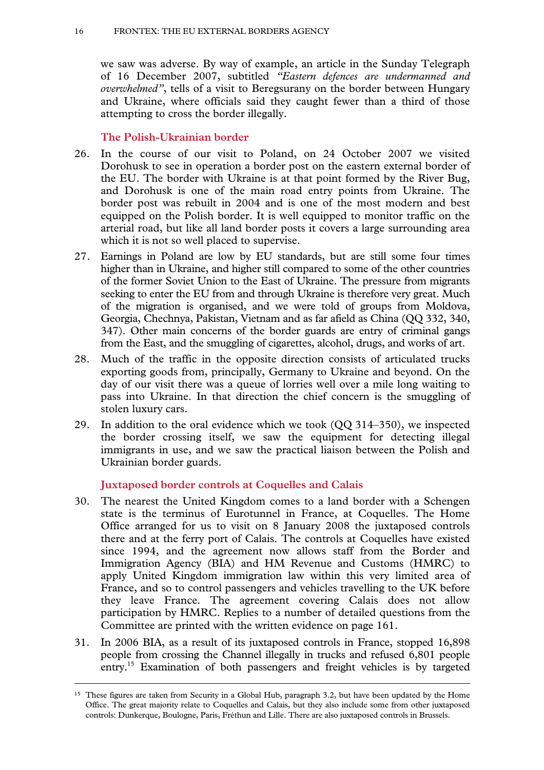we saw was adverse. By way of example, an article in the Sunday Telegraph of 16 December 2007, subtitled *"Eastern defences are undermanned and overwhelmed"*, tells of a visit to Beregsurany on the border between Hungary and Ukraine, where officials said they caught fewer than a third of those attempting to cross the border illegally.

### The Polish-Ukrainian border

26. In the course of our visit to Poland, on 24 October 2007 we visited Dorohusk to see in operation a border post on the eastern external border of the EU. The border with Ukraine is at that point formed by the River Bug, and Dorohusk is one of the main road entry points from Ukraine. The border post was rebuilt in 2004 and is one of the most modern and best equipped on the Polish border. It is well equipped to monitor traffic on the arterial road, but like all land border posts it covers a large surrounding area which it is not so well placed to supervise.

27. Earnings in Poland are low by EU standards, but are still some four times higher than in Ukraine, and higher still compared to some of the other countries of the former Soviet Union to the East of Ukraine. The pressure from migrants seeking to enter the EU from and through Ukraine is therefore very great. Much of the migration is organised, and we were told of groups from Moldova, Georgia, Chechnya, Pakistan, Vietnam and as far afield as China (QQ 332, 340, 347). Other main concerns of the border guards are entry of criminal gangs from the East, and the smuggling of cigarettes, alcohol, drugs, and works of art.

28. Much of the traffic in the opposite direction consists of articulated trucks exporting goods from, principally, Germany to Ukraine and beyond. On the day of our visit there was a queue of lorries well over a mile long waiting to pass into Ukraine. In that direction the chief concern is the smuggling of stolen luxury cars.

29. In addition to the oral evidence which we took (QQ 314–350), we inspected the border crossing itself, we saw the equipment for detecting illegal immigrants in use, and we saw the practical liaison between the Polish and Ukrainian border guards.

### Juxtaposed border controls at Coquelles and Calais

30. The nearest the United Kingdom comes to a land border with a Schengen state is the terminus of Eurotunnel in France, at Coquelles. The Home Office arranged for us to visit on 8 January 2008 the juxtaposed controls there and at the ferry port of Calais. The controls at Coquelles have existed since 1994, and the agreement now allows staff from the Border and Immigration Agency (BIA) and HM Revenue and Customs (HMRC) to apply United Kingdom immigration law within this very limited area of France, and so to control passengers and vehicles travelling to the UK before they leave France. The agreement covering Calais does not allow participation by HMRC. Replies to a number of detailed questions from the Committee are printed with the written evidence on page 161.

31. In 2006 BIA, as a result of its juxtaposed controls in France, stopped 16,898 people from crossing the Channel illegally in trucks and refused 6,801 people entry.[15] Examination of both passengers and freight vehicles is by targeted

[15] These figures are taken from Security in a Global Hub, paragraph 3.2, but have been updated by the Home Office. The great majority relate to Coquelles and Calais, but they also include some from other juxtaposed controls: Dunkerque, Boulogne, Paris, Fréthun and Lille. There are also juxtaposed controls in Brussels.